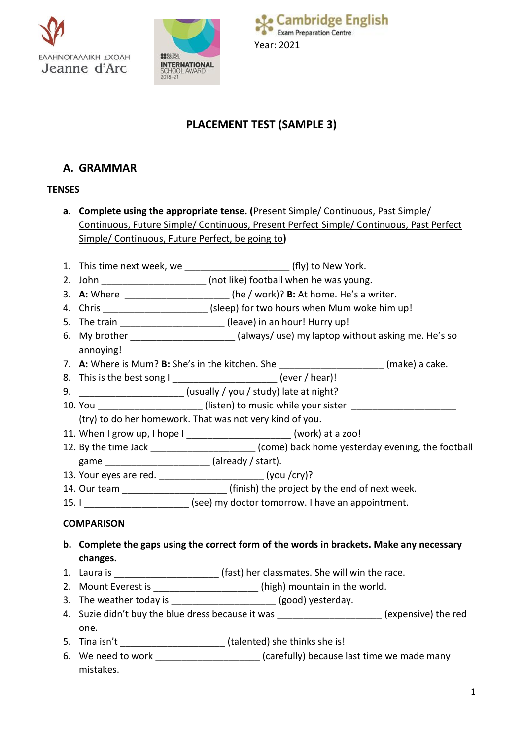ΕΛΛΗΝΟΓΑΛΛΙΚΗ ΣΧΟΛΗ
Jeanne d'Arc

INTERNATIONAL SCHOOL AWARD 2018-21

Cambridge English
Exam Preparation Centre

Year: 2021

# PLACEMENT TEST (SAMPLE 3)

## A. GRAMMAR

### TENSES

**a. Complete using the appropriate tense. (Present Simple/ Continuous, Past Simple/ Continuous, Future Simple/ Continuous, Present Perfect Simple/ Continuous, Past Perfect Simple/ Continuous, Future Perfect, be going to)**

1. This time next week, we ____________________ (fly) to New York.
2. John ____________________ (not like) football when he was young.
3. **A:** Where ____________________ (he / work)? **B:** At home. He's a writer.
4. Chris ____________________ (sleep) for two hours when Mum woke him up!
5. The train ____________________ (leave) in an hour! Hurry up!
6. My brother ____________________ (always/ use) my laptop without asking me. He's so annoying!
7. **A:** Where is Mum? **B:** She's in the kitchen. She ____________________ (make) a cake.
8. This is the best song I ____________________ (ever / hear)!
9. ____________________ (usually / you / study) late at night?
10. You ____________________ (listen) to music while your sister ____________________ (try) to do her homework. That was not very kind of you.
11. When I grow up, I hope I ____________________ (work) at a zoo!
12. By the time Jack ____________________ (come) back home yesterday evening, the football game ____________________ (already / start).
13. Your eyes are red. ____________________ (you /cry)?
14. Our team ____________________ (finish) the project by the end of next week.
15. I ____________________ (see) my doctor tomorrow. I have an appointment.

### COMPARISON

**b. Complete the gaps using the correct form of the words in brackets. Make any necessary changes.**

1. Laura is ____________________ (fast) her classmates. She will win the race.
2. Mount Everest is ____________________ (high) mountain in the world.
3. The weather today is ____________________ (good) yesterday.
4. Suzie didn't buy the blue dress because it was ____________________ (expensive) the red one.
5. Tina isn't ____________________ (talented) she thinks she is!
6. We need to work ____________________ (carefully) because last time we made many mistakes.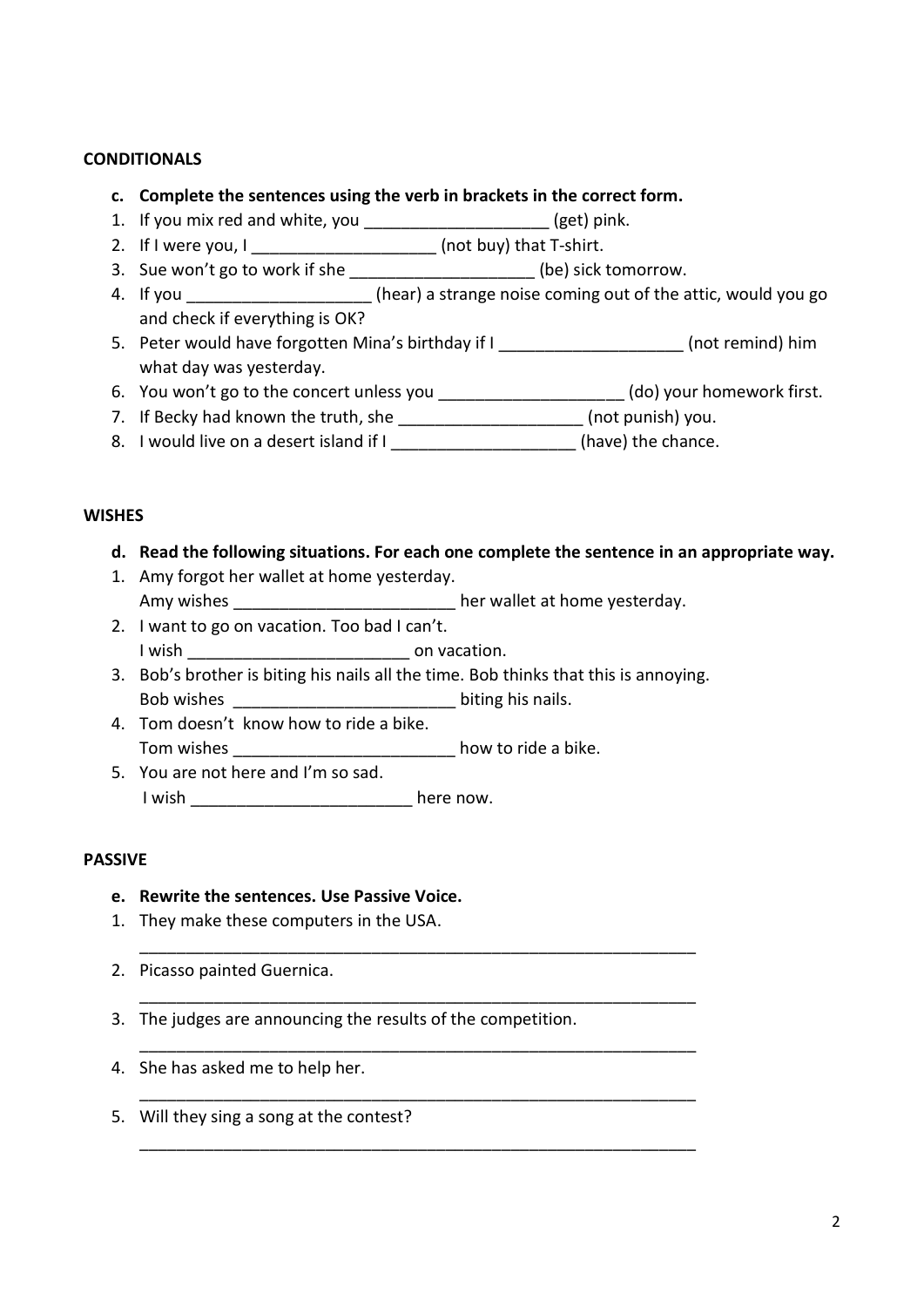**CONDITIONALS**

**c. Complete the sentences using the verb in brackets in the correct form.**

1. If you mix red and white, you ___________________ (get) pink.
2. If I were you, I ___________________ (not buy) that T-shirt.
3. Sue won't go to work if she ___________________ (be) sick tomorrow.
4. If you ___________________ (hear) a strange noise coming out of the attic, would you go and check if everything is OK?
5. Peter would have forgotten Mina's birthday if I ___________________ (not remind) him what day was yesterday.
6. You won't go to the concert unless you ___________________ (do) your homework first.
7. If Becky had known the truth, she ___________________ (not punish) you.
8. I would live on a desert island if I ___________________ (have) the chance.

**WISHES**

**d. Read the following situations. For each one complete the sentence in an appropriate way.**

1. Amy forgot her wallet at home yesterday.
   Amy wishes _______________________ her wallet at home yesterday.
2. I want to go on vacation. Too bad I can't.
   I wish _______________________ on vacation.
3. Bob's brother is biting his nails all the time. Bob thinks that this is annoying.
   Bob wishes _______________________ biting his nails.
4. Tom doesn't know how to ride a bike.
   Tom wishes _______________________ how to ride a bike.
5. You are not here and I'm so sad.
   I wish _______________________ here now.

**PASSIVE**

**e. Rewrite the sentences. Use Passive Voice.**

1. They make these computers in the USA.
   ___________________________________________________________
2. Picasso painted Guernica.
   ___________________________________________________________
3. The judges are announcing the results of the competition.
   ___________________________________________________________
4. She has asked me to help her.
   ___________________________________________________________
5. Will they sing a song at the contest?
   ___________________________________________________________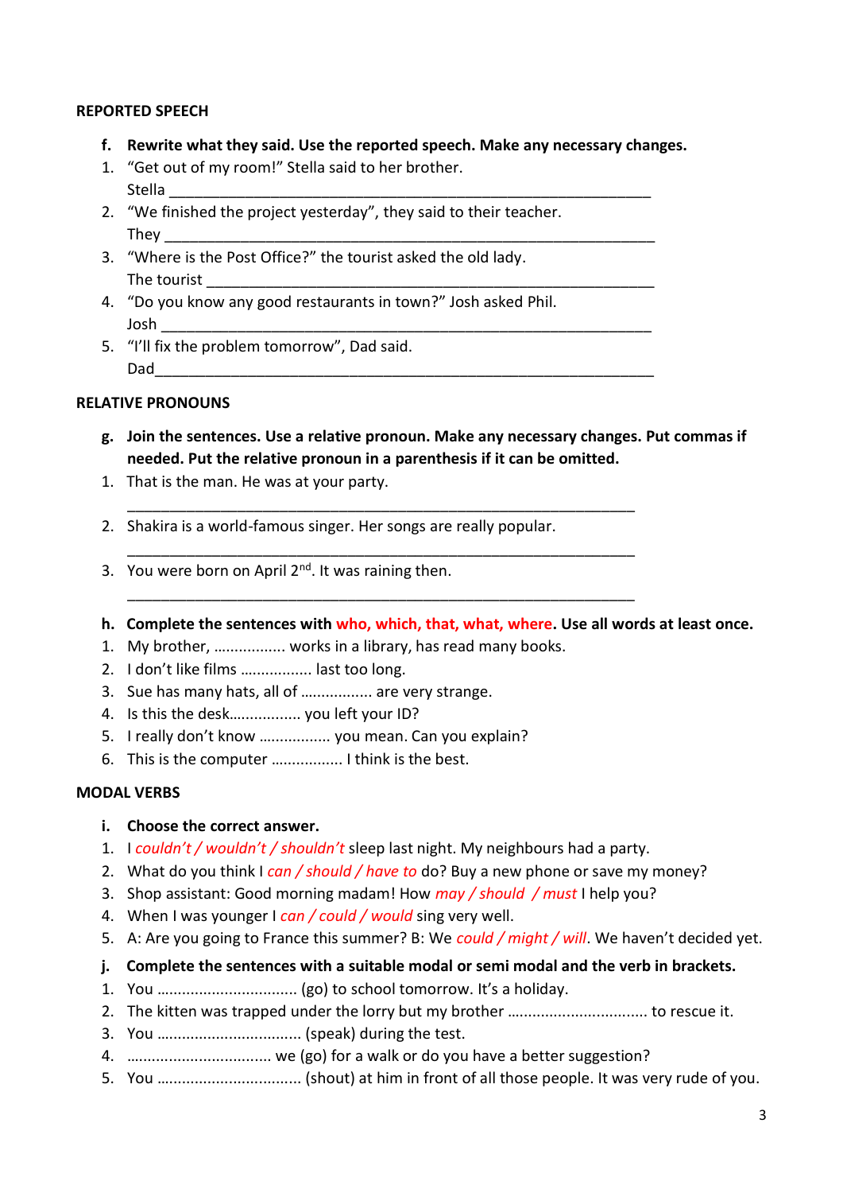**REPORTED SPEECH**

**f. Rewrite what they said. Use the reported speech. Make any necessary changes.**

1. "Get out of my room!" Stella said to her brother.
   Stella ___________________________________________________________
2. "We finished the project yesterday", they said to their teacher.
   They ___________________________________________________________
3. "Where is the Post Office?" the tourist asked the old lady.
   The tourist ______________________________________________________
4. "Do you know any good restaurants in town?" Josh asked Phil.
   Josh ___________________________________________________________
5. "I'll fix the problem tomorrow", Dad said.
   Dad____________________________________________________________

**RELATIVE PRONOUNS**

**g. Join the sentences. Use a relative pronoun. Make any necessary changes. Put commas if needed. Put the relative pronoun in a parenthesis if it can be omitted.**

1. That is the man. He was at your party.
   ______________________________________________________________
2. Shakira is a world-famous singer. Her songs are really popular.
   ______________________________________________________________
3. You were born on April 2nd. It was raining then.
   ______________________________________________________________

**h. Complete the sentences with who, which, that, what, where. Use all words at least once.**

1. My brother, ................ works in a library, has read many books.
2. I don't like films ................ last too long.
3. Sue has many hats, all of ................ are very strange.
4. Is this the desk................ you left your ID?
5. I really don't know ................ you mean. Can you explain?
6. This is the computer ................ I think is the best.

**MODAL VERBS**

**i. Choose the correct answer.**

1. I *couldn't / wouldn't / shouldn't* sleep last night. My neighbours had a party.
2. What do you think I *can / should / have to* do? Buy a new phone or save my money?
3. Shop assistant: Good morning madam! How *may / should / must* I help you?
4. When I was younger I *can / could / would* sing very well.
5. A: Are you going to France this summer? B: We *could / might / will*. We haven't decided yet.

**j. Complete the sentences with a suitable modal or semi modal and the verb in brackets.**

1. You ................................ (go) to school tomorrow. It's a holiday.
2. The kitten was trapped under the lorry but my brother ................................ to rescue it.
3. You ................................ (speak) during the test.
4. ................................ we (go) for a walk or do you have a better suggestion?
5. You ................................ (shout) at him in front of all those people. It was very rude of you.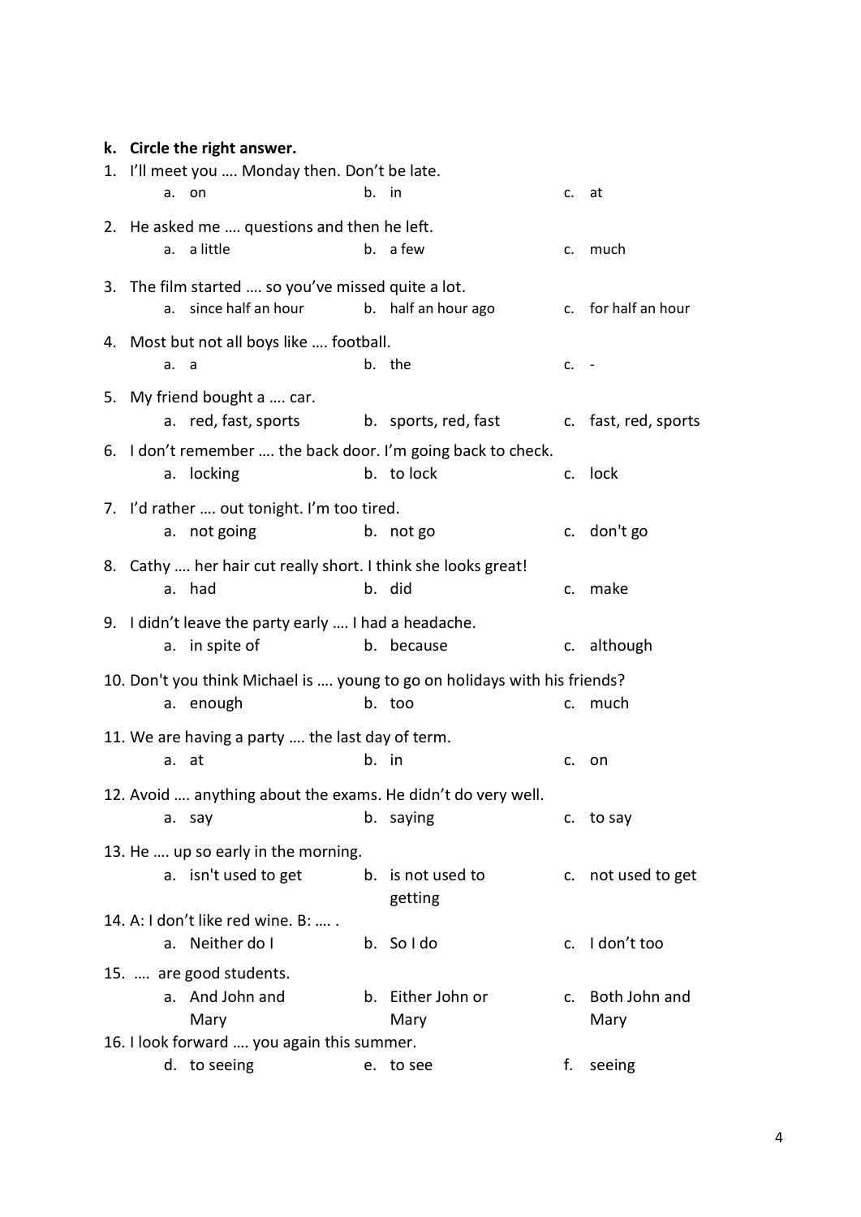**k. Circle the right answer.**

1. I'll meet you …. Monday then. Don't be late.
   - a. on
   - b. in
   - c. at

2. He asked me …. questions and then he left.
   - a. a little
   - b. a few
   - c. much

3. The film started …. so you've missed quite a lot.
   - a. since half an hour
   - b. half an hour ago
   - c. for half an hour

4. Most but not all boys like …. football.
   - a. a
   - b. the
   - c. -

5. My friend bought a …. car.
   - a. red, fast, sports
   - b. sports, red, fast
   - c. fast, red, sports

6. I don't remember …. the back door. I'm going back to check.
   - a. locking
   - b. to lock
   - c. lock

7. I'd rather …. out tonight. I'm too tired.
   - a. not going
   - b. not go
   - c. don't go

8. Cathy …. her hair cut really short. I think she looks great!
   - a. had
   - b. did
   - c. make

9. I didn't leave the party early …. I had a headache.
   - a. in spite of
   - b. because
   - c. although

10. Don't you think Michael is …. young to go on holidays with his friends?
    - a. enough
    - b. too
    - c. much

11. We are having a party …. the last day of term.
    - a. at
    - b. in
    - c. on

12. Avoid …. anything about the exams. He didn't do very well.
    - a. say
    - b. saying
    - c. to say

13. He …. up so early in the morning.
    - a. isn't used to get
    - b. is not used to getting
    - c. not used to get

14. A: I don't like red wine. B: …. .
    - a. Neither do I
    - b. So I do
    - c. I don't too

15. …. are good students.
    - a. And John and Mary
    - b. Either John or Mary
    - c. Both John and Mary

16. I look forward …. you again this summer.
    - d. to seeing
    - e. to see
    - f. seeing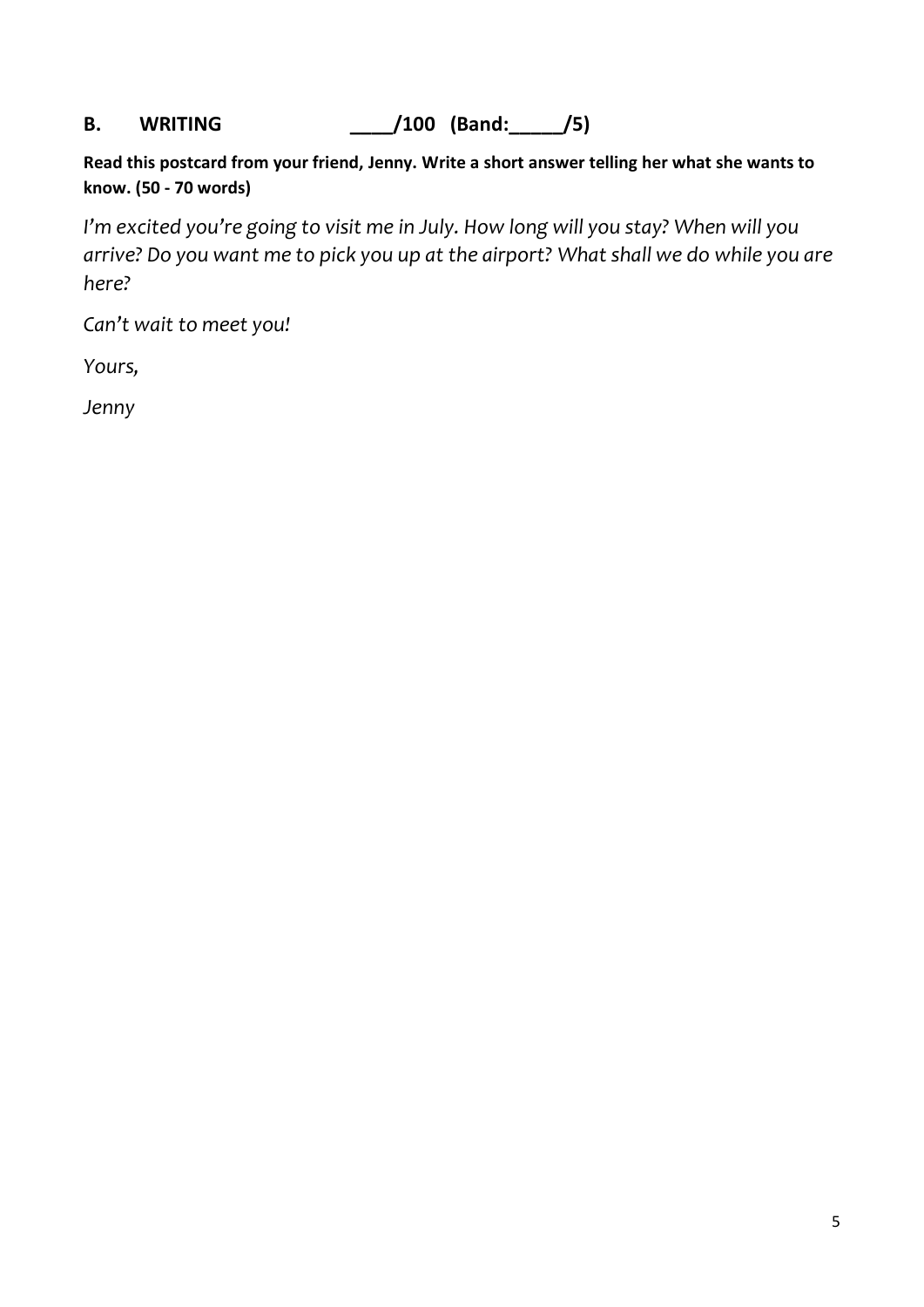## B. WRITING ____/100 (Band:_____/5)

**Read this postcard from your friend, Jenny. Write a short answer telling her what she wants to know. (50 - 70 words)**

*I'm excited you're going to visit me in July. How long will you stay? When will you arrive? Do you want me to pick you up at the airport? What shall we do while you are here?*

*Can't wait to meet you!*

*Yours,*

*Jenny*